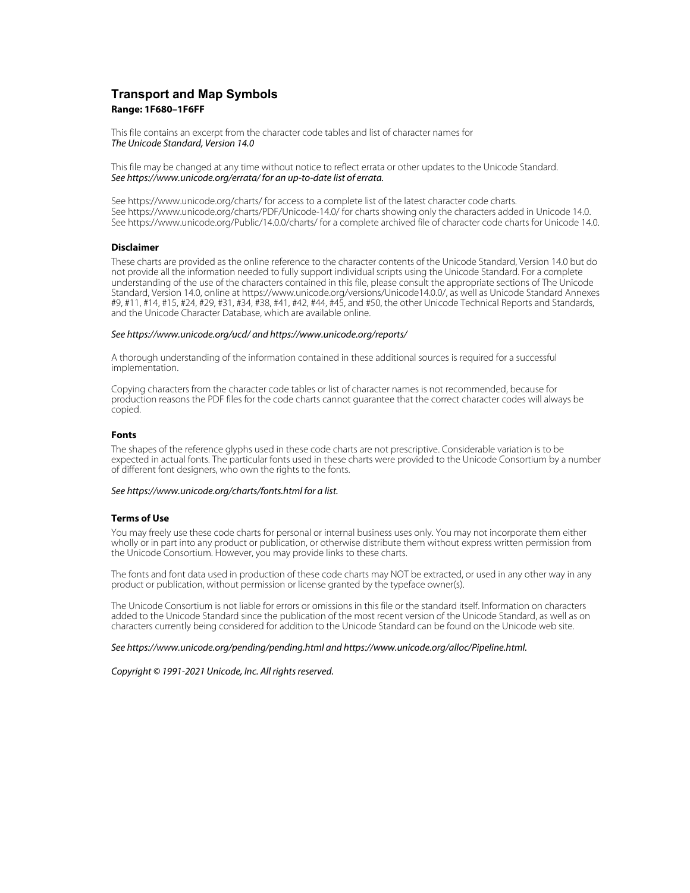# Transport and Map Symbols

**Range: 1F680–1F6FF**

This file contains an excerpt from the character code tables and list of character names for
*The Unicode Standard, Version 14.0*

This file may be changed at any time without notice to reflect errata or other updates to the Unicode Standard.
*See https://www.unicode.org/errata/ for an up-to-date list of errata.*

See https://www.unicode.org/charts/ for access to a complete list of the latest character code charts.
See https://www.unicode.org/charts/PDF/Unicode-14.0/ for charts showing only the characters added in Unicode 14.0.
See https://www.unicode.org/Public/14.0.0/charts/ for a complete archived file of character code charts for Unicode 14.0.

### Disclaimer

These charts are provided as the online reference to the character contents of the Unicode Standard, Version 14.0 but do not provide all the information needed to fully support individual scripts using the Unicode Standard. For a complete understanding of the use of the characters contained in this file, please consult the appropriate sections of The Unicode Standard, Version 14.0, online at https://www.unicode.org/versions/Unicode14.0.0/, as well as Unicode Standard Annexes #9, #11, #14, #15, #24, #29, #31, #34, #38, #41, #42, #44, #45, and #50, the other Unicode Technical Reports and Standards, and the Unicode Character Database, which are available online.

*See https://www.unicode.org/ucd/ and https://www.unicode.org/reports/*

A thorough understanding of the information contained in these additional sources is required for a successful implementation.

Copying characters from the character code tables or list of character names is not recommended, because for production reasons the PDF files for the code charts cannot guarantee that the correct character codes will always be copied.

### Fonts

The shapes of the reference glyphs used in these code charts are not prescriptive. Considerable variation is to be expected in actual fonts. The particular fonts used in these charts were provided to the Unicode Consortium by a number of different font designers, who own the rights to the fonts.

*See https://www.unicode.org/charts/fonts.html for a list.*

### Terms of Use

You may freely use these code charts for personal or internal business uses only. You may not incorporate them either wholly or in part into any product or publication, or otherwise distribute them without express written permission from the Unicode Consortium. However, you may provide links to these charts.

The fonts and font data used in production of these code charts may NOT be extracted, or used in any other way in any product or publication, without permission or license granted by the typeface owner(s).

The Unicode Consortium is not liable for errors or omissions in this file or the standard itself. Information on characters added to the Unicode Standard since the publication of the most recent version of the Unicode Standard, as well as on characters currently being considered for addition to the Unicode Standard can be found on the Unicode web site.

*See https://www.unicode.org/pending/pending.html and https://www.unicode.org/alloc/Pipeline.html.*

*Copyright © 1991-2021 Unicode, Inc. All rights reserved.*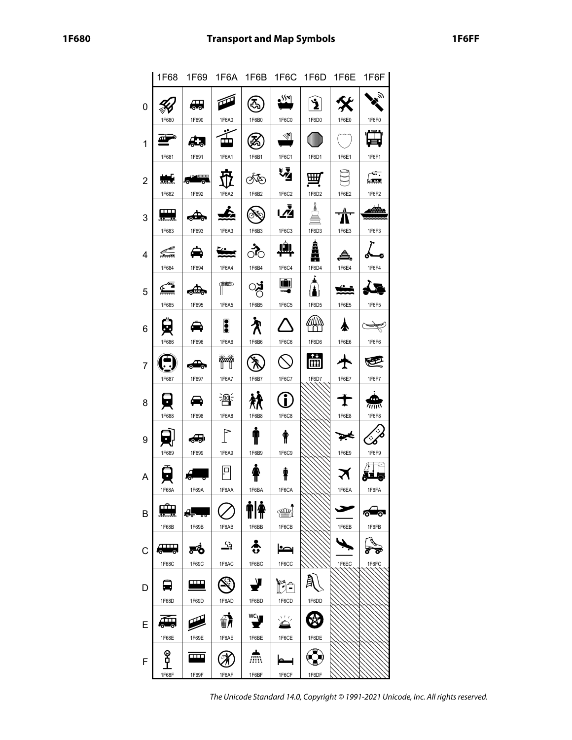# Transport and Map Symbols

| | 1F68 | 1F69 | 1F6A | 1F6B | 1F6C | 1F6D | 1F6E | 1F6F |
|---|---|---|---|---|---|---|---|---|
| 0 | 1F680 | 1F690 | 1F6A0 | 1F6B0 | 1F6C0 | 1F6D0 | 1F6E0 | 1F6F0 |
| 1 | 1F681 | 1F691 | 1F6A1 | 1F6B1 | 1F6C1 | 1F6D1 | 1F6E1 | 1F6F1 |
| 2 | 1F682 | 1F692 | 1F6A2 | 1F6B2 | 1F6C2 | 1F6D2 | 1F6E2 | 1F6F2 |
| 3 | 1F683 | 1F693 | 1F6A3 | 1F6B3 | 1F6C3 | 1F6D3 | 1F6E3 | 1F6F3 |
| 4 | 1F684 | 1F694 | 1F6A4 | 1F6B4 | 1F6C4 | 1F6D4 | 1F6E4 | 1F6F4 |
| 5 | 1F685 | 1F695 | 1F6A5 | 1F6B5 | 1F6C5 | 1F6D5 | 1F6E5 | 1F6F5 |
| 6 | 1F686 | 1F696 | 1F6A6 | 1F6B6 | 1F6C6 | 1F6D6 | 1F6E6 | 1F6F6 |
| 7 | 1F687 | 1F697 | 1F6A7 | 1F6B7 | 1F6C7 | 1F6D7 | 1F6E7 | 1F6F7 |
| 8 | 1F688 | 1F698 | 1F6A8 | 1F6B8 | 1F6C8 | | 1F6E8 | 1F6F8 |
| 9 | 1F689 | 1F699 | 1F6A9 | 1F6B9 | 1F6C9 | | 1F6E9 | 1F6F9 |
| A | 1F68A | 1F69A | 1F6AA | 1F6BA | 1F6CA | | 1F6EA | 1F6FA |
| B | 1F68B | 1F69B | 1F6AB | 1F6BB | 1F6CB | | 1F6EB | 1F6FB |
| C | 1F68C | 1F69C | 1F6AC | 1F6BC | 1F6CC | | 1F6EC | 1F6FC |
| D | 1F68D | 1F69D | 1F6AD | 1F6BD | 1F6CD | 1F6DD | | |
| E | 1F68E | 1F69E | 1F6AE | 1F6BE | 1F6CE | 1F6DE | | |
| F | 1F68F | 1F69F | 1F6AF | 1F6BF | 1F6CF | 1F6DF | | |

*The Unicode Standard 14.0, Copyright © 1991-2021 Unicode, Inc. All rights reserved.*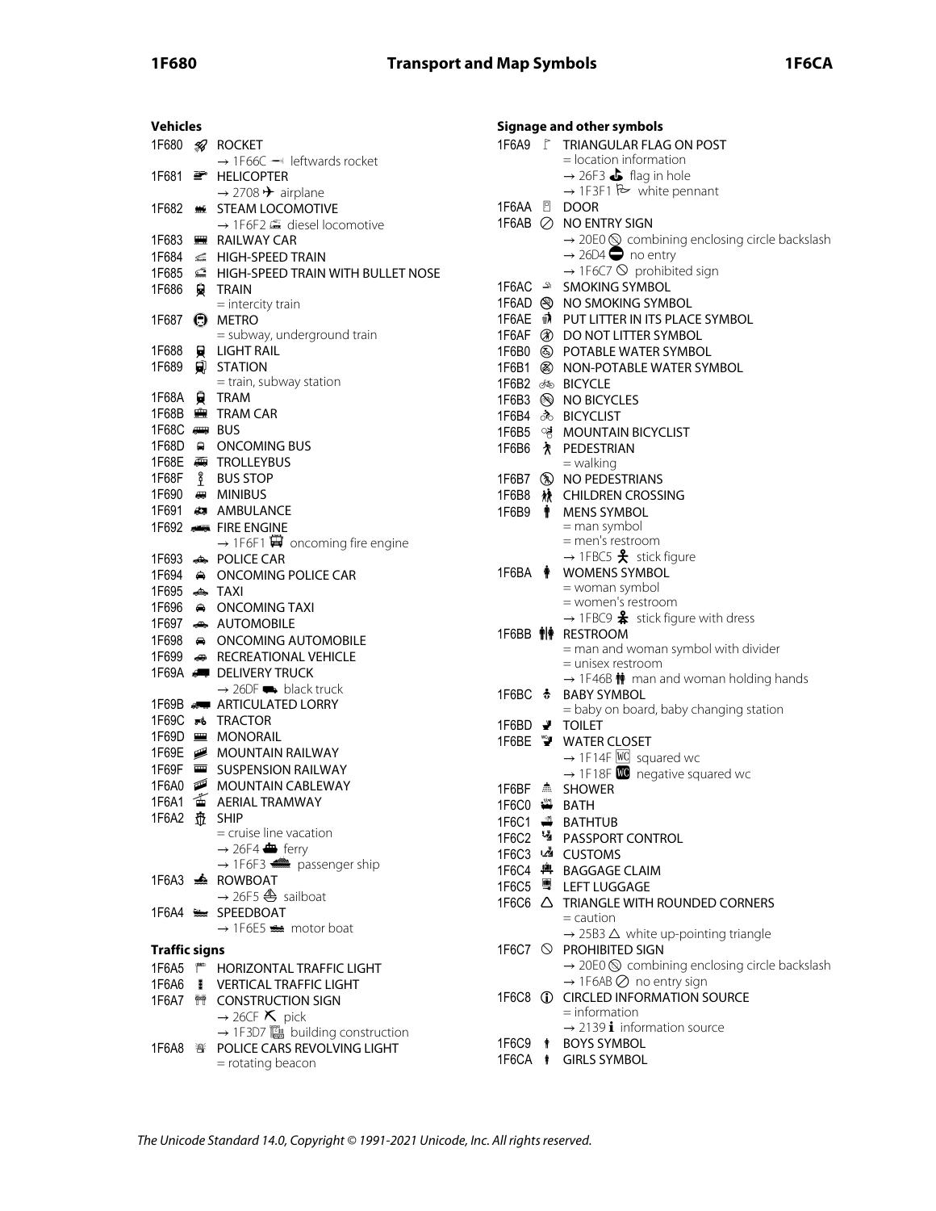## Vehicles

1F680 🚀 ROCKET
→ 1F66C leftwards rocket

1F681 🚁 HELICOPTER
→ 2708 ✈ airplane

1F682 🚂 STEAM LOCOMOTIVE
→ 1F6F2 🛲 diesel locomotive

1F683 🚃 RAILWAY CAR

1F684 🚄 HIGH-SPEED TRAIN

1F685 🚅 HIGH-SPEED TRAIN WITH BULLET NOSE

1F686 🚆 TRAIN
= intercity train

1F687 🚇 METRO
= subway, underground train

1F688 🚈 LIGHT RAIL

1F689 🚉 STATION
= train, subway station

1F68A 🚊 TRAM

1F68B 🚋 TRAM CAR

1F68C 🚌 BUS

1F68D 🚍 ONCOMING BUS

1F68E 🚎 TROLLEYBUS

1F68F 🚏 BUS STOP

1F690 🚐 MINIBUS

1F691 🚑 AMBULANCE

1F692 🚒 FIRE ENGINE
→ 1F6F1 🛱 oncoming fire engine

1F693 🚓 POLICE CAR

1F694 🚔 ONCOMING POLICE CAR

1F695 🚕 TAXI

1F696 🚖 ONCOMING TAXI

1F697 🚗 AUTOMOBILE

1F698 🚘 ONCOMING AUTOMOBILE

1F699 🚙 RECREATIONAL VEHICLE

1F69A 🚚 DELIVERY TRUCK
→ 26DF ⛟ black truck

1F69B 🚛 ARTICULATED LORRY

1F69C 🚜 TRACTOR

1F69D 🚝 MONORAIL

1F69E 🚞 MOUNTAIN RAILWAY

1F69F 🚟 SUSPENSION RAILWAY

1F6A0 🚠 MOUNTAIN CABLEWAY

1F6A1 🚡 AERIAL TRAMWAY

1F6A2 🚢 SHIP
= cruise line vacation
→ 26F4 ⛴ ferry
→ 1F6F3 🛳 passenger ship

1F6A3 🚣 ROWBOAT
→ 26F5 ⛵ sailboat

1F6A4 🚤 SPEEDBOAT
→ 1F6E5 🛥 motor boat

## Traffic signs

1F6A5 🚥 HORIZONTAL TRAFFIC LIGHT

1F6A6 🚦 VERTICAL TRAFFIC LIGHT

1F6A7 🚧 CONSTRUCTION SIGN
→ 26CF ⛏ pick
→ 1F3D7 🏗 building construction

1F6A8 🚨 POLICE CARS REVOLVING LIGHT
= rotating beacon

## Signage and other symbols

1F6A9 🚩 TRIANGULAR FLAG ON POST
= location information
→ 26F3 ⛳ flag in hole
→ 1F3F1 🏱 white pennant

1F6AA 🚪 DOOR

1F6AB 🚫 NO ENTRY SIGN
→ 20E0 ⃠ combining enclosing circle backslash
→ 26D4 ⛔ no entry
→ 1F6C7 🛇 prohibited sign

1F6AC 🚬 SMOKING SYMBOL

1F6AD 🚭 NO SMOKING SYMBOL

1F6AE 🚮 PUT LITTER IN ITS PLACE SYMBOL

1F6AF 🚯 DO NOT LITTER SYMBOL

1F6B0 🚰 POTABLE WATER SYMBOL

1F6B1 🚱 NON-POTABLE WATER SYMBOL

1F6B2 🚲 BICYCLE

1F6B3 🚳 NO BICYCLES

1F6B4 🚴 BICYCLIST

1F6B5 🚵 MOUNTAIN BICYCLIST

1F6B6 🚶 PEDESTRIAN
= walking

1F6B7 🚷 NO PEDESTRIANS

1F6B8 🚸 CHILDREN CROSSING

1F6B9 🚹 MENS SYMBOL
= man symbol
= men's restroom
→ 1FBC5 🯅 stick figure

1F6BA 🚺 WOMENS SYMBOL
= woman symbol
= women's restroom
→ 1FBC9 🯉 stick figure with dress

1F6BB 🚻 RESTROOM
= man and woman symbol with divider
= unisex restroom
→ 1F46B 👫 man and woman holding hands

1F6BC 🚼 BABY SYMBOL
= baby on board, baby changing station

1F6BD 🚽 TOILET

1F6BE 🚾 WATER CLOSET
→ 1F14F 🅏 squared wc
→ 1F18F 🆏 negative squared wc

1F6BF 🚿 SHOWER

1F6C0 🛀 BATH

1F6C1 🛁 BATHTUB

1F6C2 🛂 PASSPORT CONTROL

1F6C3 🛃 CUSTOMS

1F6C4 🛄 BAGGAGE CLAIM

1F6C5 🛅 LEFT LUGGAGE

1F6C6 🛆 TRIANGLE WITH ROUNDED CORNERS
= caution
→ 25B3 △ white up-pointing triangle

1F6C7 🛇 PROHIBITED SIGN
→ 20E0 ⃠ combining enclosing circle backslash
→ 1F6AB 🚫 no entry sign

1F6C8 🛈 CIRCLED INFORMATION SOURCE
= information
→ 2139 ℹ information source

1F6C9 🛉 BOYS SYMBOL

1F6CA 🛊 GIRLS SYMBOL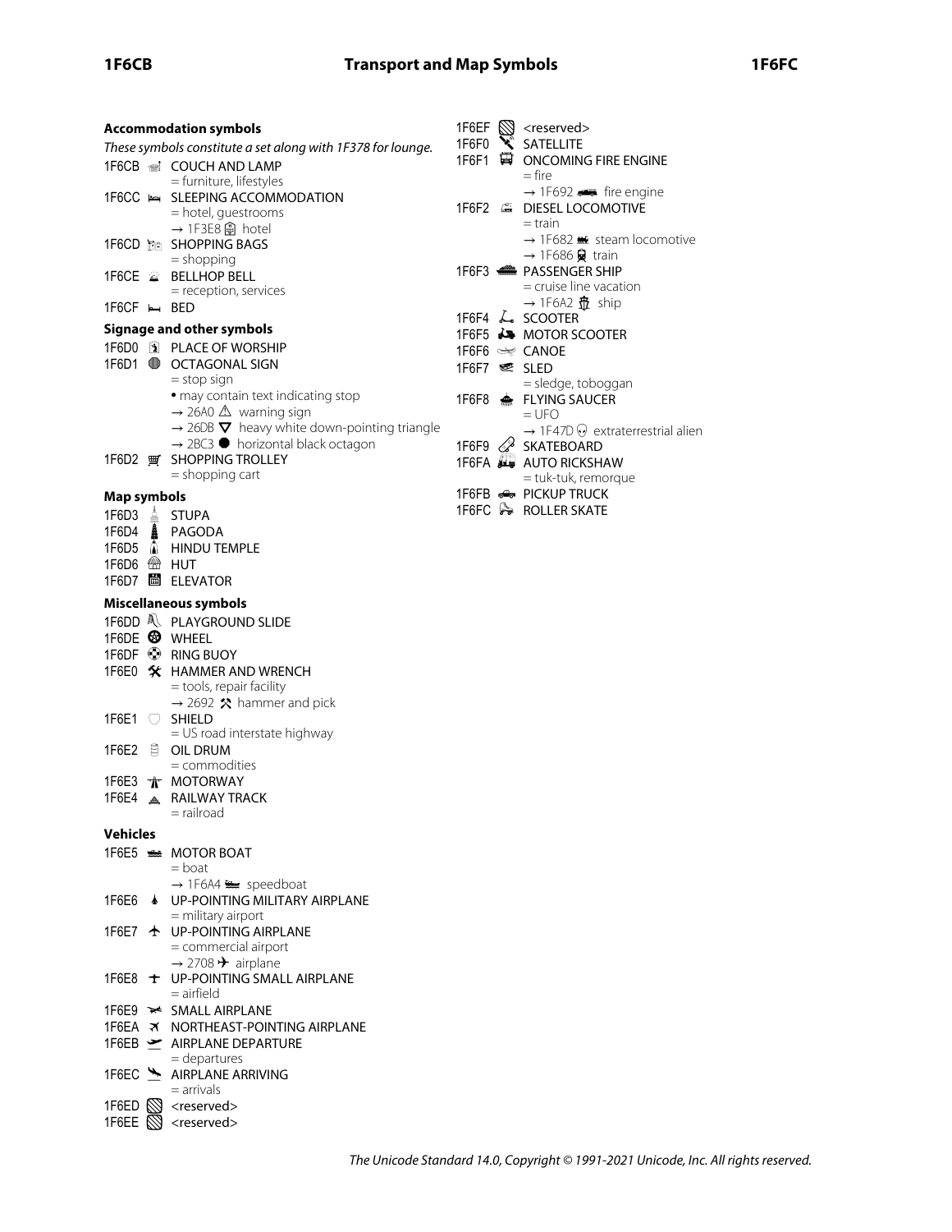### Accommodation symbols

*These symbols constitute a set along with 1F378 for lounge.*

1F6CB 🛋 COUCH AND LAMP
  = furniture, lifestyles

1F6CC 🛌 SLEEPING ACCOMMODATION
  = hotel, guestrooms
  → 1F3E8 🏨 hotel

1F6CD 🛍 SHOPPING BAGS
  = shopping

1F6CE 🛎 BELLHOP BELL
  = reception, services

1F6CF 🛏 BED

### Signage and other symbols

1F6D0 🛐 PLACE OF WORSHIP

1F6D1 🛑 OCTAGONAL SIGN
  = stop sign
  • may contain text indicating stop
  → 26A0 ⚠ warning sign
  → 26DB ⛛ heavy white down-pointing triangle
  → 2BC3 ⯃ horizontal black octagon

1F6D2 🛒 SHOPPING TROLLEY
  = shopping cart

### Map symbols

1F6D3 🛓 STUPA

1F6D4 🛔 PAGODA

1F6D5 🛕 HINDU TEMPLE

1F6D6 🛖 HUT

1F6D7 🛗 ELEVATOR

### Miscellaneous symbols

1F6DD 🛝 PLAYGROUND SLIDE

1F6DE 🛞 WHEEL

1F6DF 🛟 RING BUOY

1F6E0 🛠 HAMMER AND WRENCH
  = tools, repair facility
  → 2692 ⚒ hammer and pick

1F6E1 🛡 SHIELD
  = US road interstate highway

1F6E2 🛢 OIL DRUM
  = commodities

1F6E3 🛣 MOTORWAY

1F6E4 🛤 RAILWAY TRACK
  = railroad

### Vehicles

1F6E5 🛥 MOTOR BOAT
  = boat
  → 1F6A4 🚤 speedboat

1F6E6 🛦 UP-POINTING MILITARY AIRPLANE
  = military airport

1F6E7 🛧 UP-POINTING AIRPLANE
  = commercial airport
  → 2708 ✈ airplane

1F6E8 🛨 UP-POINTING SMALL AIRPLANE
  = airfield

1F6E9 🛩 SMALL AIRPLANE

1F6EA 🛪 NORTHEAST-POINTING AIRPLANE

1F6EB 🛫 AIRPLANE DEPARTURE
  = departures

1F6EC 🛬 AIRPLANE ARRIVING
  = arrivals

1F6ED <reserved>

1F6EE <reserved>

1F6EF <reserved>

1F6F0 🛰 SATELLITE

1F6F1 🛱 ONCOMING FIRE ENGINE
  = fire
  → 1F692 🚒 fire engine

1F6F2 🛲 DIESEL LOCOMOTIVE
  = train
  → 1F682 🚂 steam locomotive
  → 1F686 🚆 train

1F6F3 🛳 PASSENGER SHIP
  = cruise line vacation
  → 1F6A2 🚢 ship

1F6F4 🛴 SCOOTER

1F6F5 🛵 MOTOR SCOOTER

1F6F6 🛶 CANOE

1F6F7 🛷 SLED
  = sledge, toboggan

1F6F8 🛸 FLYING SAUCER
  = UFO
  → 1F47D 👽 extraterrestrial alien

1F6F9 🛹 SKATEBOARD

1F6FA 🛺 AUTO RICKSHAW
  = tuk-tuk, remorque

1F6FB 🛻 PICKUP TRUCK

1F6FC 🛼 ROLLER SKATE